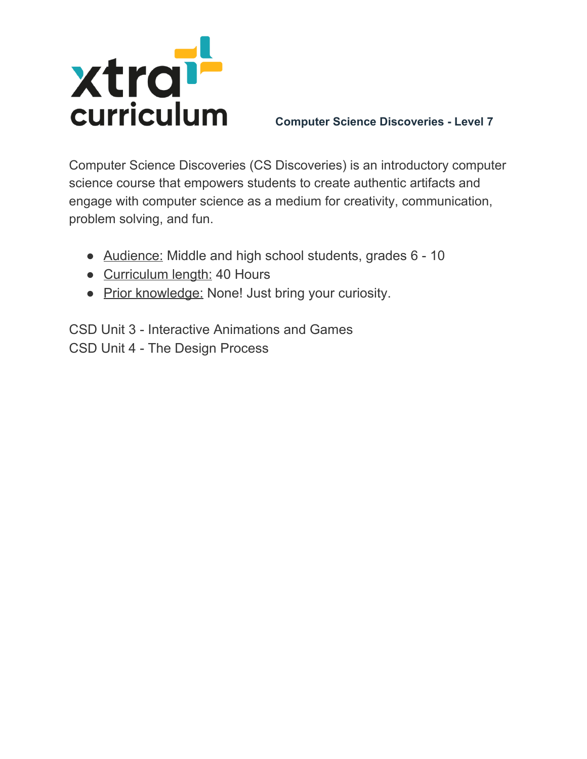xtra curriculum

**Computer Science Discoveries - Level 7**

Computer Science Discoveries (CS Discoveries) is an introductory computer science course that empowers students to create authentic artifacts and engage with computer science as a medium for creativity, communication, problem solving, and fun.

- Audience: Middle and high school students, grades 6 - 10
- Curriculum length: 40 Hours
- Prior knowledge: None! Just bring your curiosity.

CSD Unit 3 - Interactive Animations and Games
CSD Unit 4 - The Design Process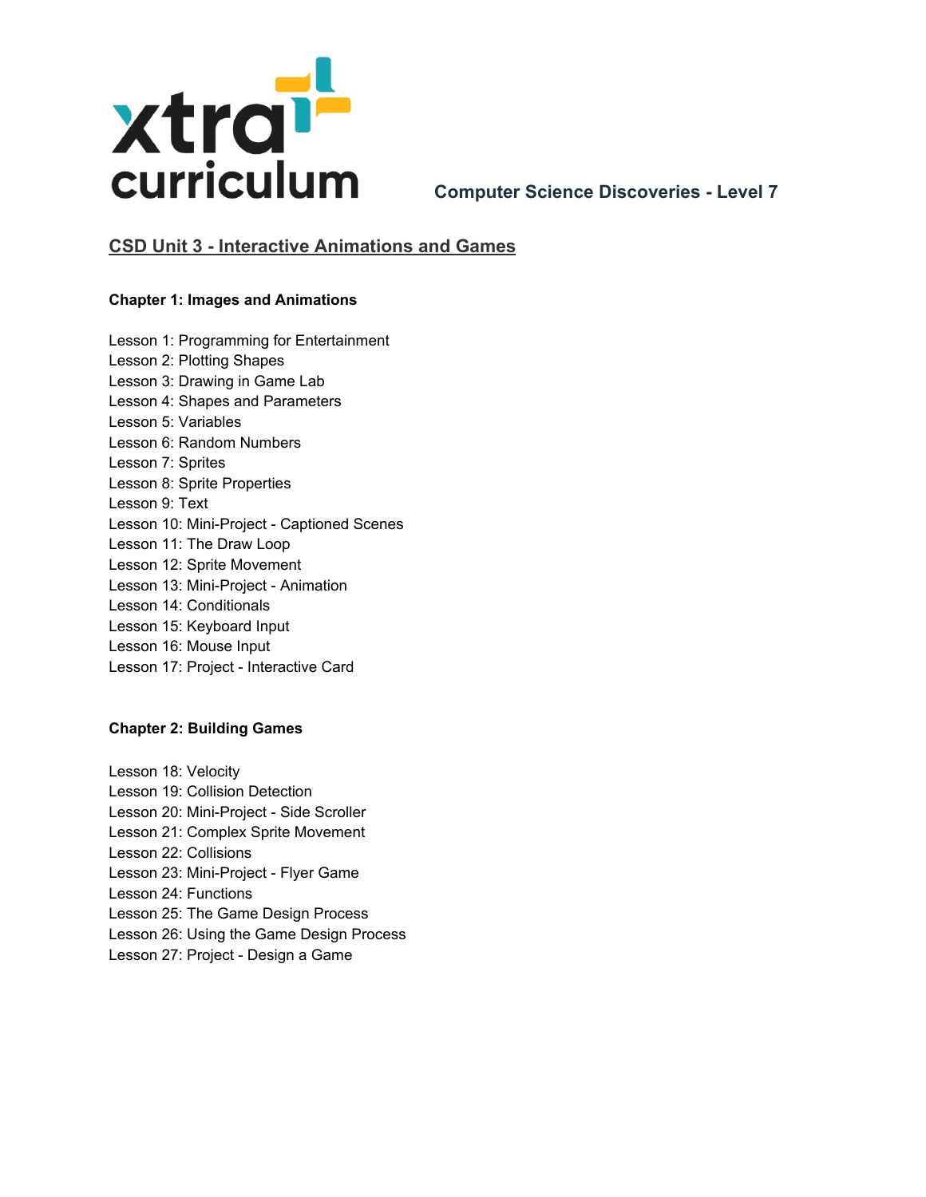xtra curriculum

**Computer Science Discoveries - Level 7**

## CSD Unit 3 - Interactive Animations and Games

### Chapter 1: Images and Animations

Lesson 1: Programming for Entertainment
Lesson 2: Plotting Shapes
Lesson 3: Drawing in Game Lab
Lesson 4: Shapes and Parameters
Lesson 5: Variables
Lesson 6: Random Numbers
Lesson 7: Sprites
Lesson 8: Sprite Properties
Lesson 9: Text
Lesson 10: Mini-Project - Captioned Scenes
Lesson 11: The Draw Loop
Lesson 12: Sprite Movement
Lesson 13: Mini-Project - Animation
Lesson 14: Conditionals
Lesson 15: Keyboard Input
Lesson 16: Mouse Input
Lesson 17: Project - Interactive Card

### Chapter 2: Building Games

Lesson 18: Velocity
Lesson 19: Collision Detection
Lesson 20: Mini-Project - Side Scroller
Lesson 21: Complex Sprite Movement
Lesson 22: Collisions
Lesson 23: Mini-Project - Flyer Game
Lesson 24: Functions
Lesson 25: The Game Design Process
Lesson 26: Using the Game Design Process
Lesson 27: Project - Design a Game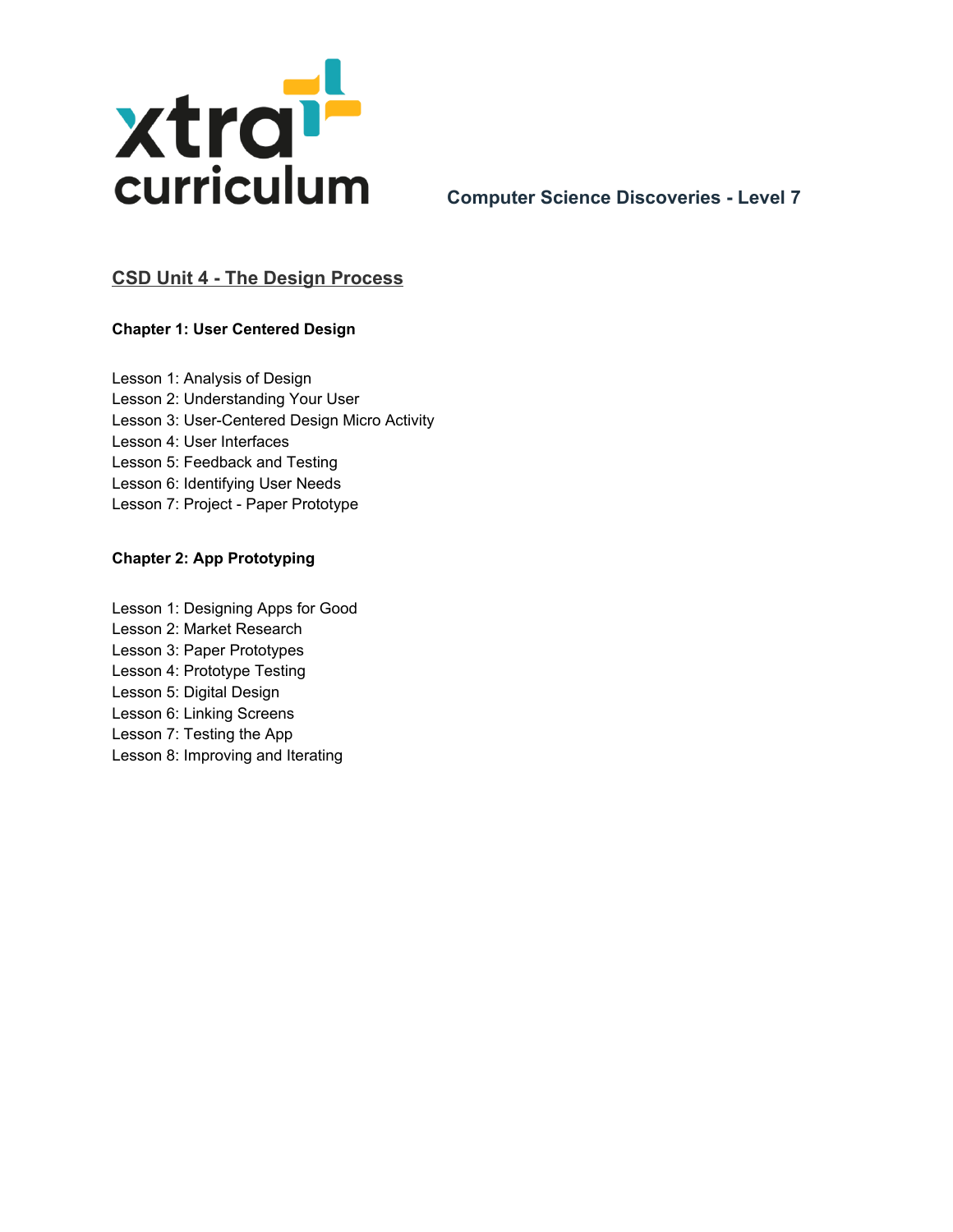Computer Science Discoveries - Level 7

## CSD Unit 4 - The Design Process

**Chapter 1: User Centered Design**

Lesson 1: Analysis of Design
Lesson 2: Understanding Your User
Lesson 3: User-Centered Design Micro Activity
Lesson 4: User Interfaces
Lesson 5: Feedback and Testing
Lesson 6: Identifying User Needs
Lesson 7: Project - Paper Prototype

**Chapter 2: App Prototyping**

Lesson 1: Designing Apps for Good
Lesson 2: Market Research
Lesson 3: Paper Prototypes
Lesson 4: Prototype Testing
Lesson 5: Digital Design
Lesson 6: Linking Screens
Lesson 7: Testing the App
Lesson 8: Improving and Iterating